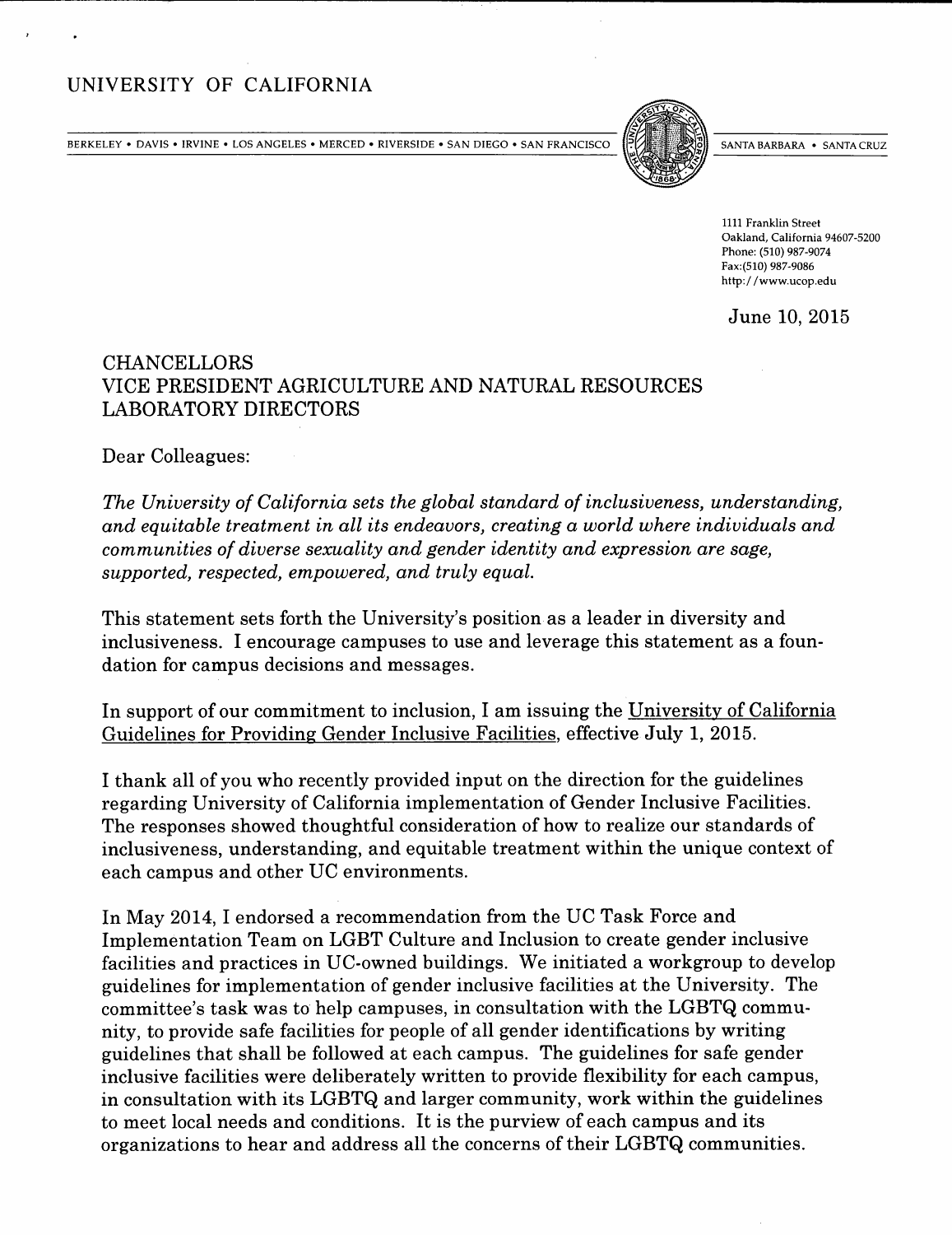# UNIVERSITY OF CALIFORNIA

BERKELEY • DAVIS • IRVINE • LOS ANGELES • MERCED • RIVERSIDE • SAN DIEGO • SAN FRANCISCO SANTA BARBARA • SANTA CRUZ

1111 Franklin Street
Oakland, California 94607-5200
Phone: (510) 987-9074
Fax:(510) 987-9086
http://www.ucop.edu

June 10, 2015

CHANCELLORS
VICE PRESIDENT AGRICULTURE AND NATURAL RESOURCES
LABORATORY DIRECTORS

Dear Colleagues:

*The University of California sets the global standard of inclusiveness, understanding, and equitable treatment in all its endeavors, creating a world where individuals and communities of diverse sexuality and gender identity and expression are sage, supported, respected, empowered, and truly equal.*

This statement sets forth the University's position as a leader in diversity and inclusiveness. I encourage campuses to use and leverage this statement as a foundation for campus decisions and messages.

In support of our commitment to inclusion, I am issuing the University of California Guidelines for Providing Gender Inclusive Facilities, effective July 1, 2015.

I thank all of you who recently provided input on the direction for the guidelines regarding University of California implementation of Gender Inclusive Facilities. The responses showed thoughtful consideration of how to realize our standards of inclusiveness, understanding, and equitable treatment within the unique context of each campus and other UC environments.

In May 2014, I endorsed a recommendation from the UC Task Force and Implementation Team on LGBT Culture and Inclusion to create gender inclusive facilities and practices in UC-owned buildings. We initiated a workgroup to develop guidelines for implementation of gender inclusive facilities at the University. The committee's task was to help campuses, in consultation with the LGBTQ community, to provide safe facilities for people of all gender identifications by writing guidelines that shall be followed at each campus. The guidelines for safe gender inclusive facilities were deliberately written to provide flexibility for each campus, in consultation with its LGBTQ and larger community, work within the guidelines to meet local needs and conditions. It is the purview of each campus and its organizations to hear and address all the concerns of their LGBTQ communities.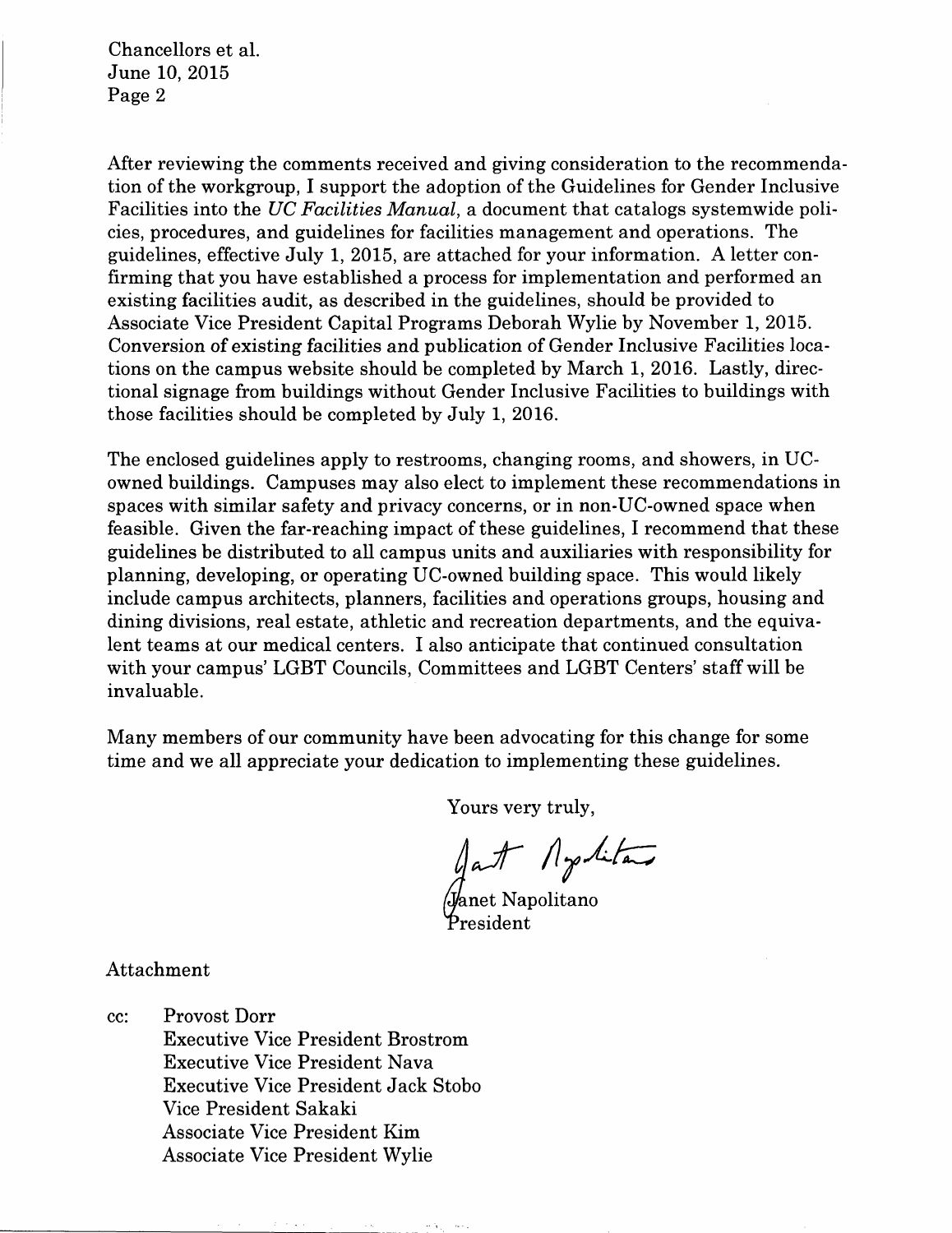After reviewing the comments received and giving consideration to the recommendation of the workgroup, I support the adoption of the Guidelines for Gender Inclusive Facilities into the *UC Facilities Manual*, a document that catalogs systemwide policies, procedures, and guidelines for facilities management and operations. The guidelines, effective July 1, 2015, are attached for your information. A letter confirming that you have established a process for implementation and performed an existing facilities audit, as described in the guidelines, should be provided to Associate Vice President Capital Programs Deborah Wylie by November 1, 2015. Conversion of existing facilities and publication of Gender Inclusive Facilities locations on the campus website should be completed by March 1, 2016. Lastly, directional signage from buildings without Gender Inclusive Facilities to buildings with those facilities should be completed by July 1, 2016.

The enclosed guidelines apply to restrooms, changing rooms, and showers, in UC-owned buildings. Campuses may also elect to implement these recommendations in spaces with similar safety and privacy concerns, or in non-UC-owned space when feasible. Given the far-reaching impact of these guidelines, I recommend that these guidelines be distributed to all campus units and auxiliaries with responsibility for planning, developing, or operating UC-owned building space. This would likely include campus architects, planners, facilities and operations groups, housing and dining divisions, real estate, athletic and recreation departments, and the equivalent teams at our medical centers. I also anticipate that continued consultation with your campus' LGBT Councils, Committees and LGBT Centers' staff will be invaluable.

Many members of our community have been advocating for this change for some time and we all appreciate your dedication to implementing these guidelines.

Yours very truly,

Janet Napolitano
President

Attachment

cc: Provost Dorr
Executive Vice President Brostrom
Executive Vice President Nava
Executive Vice President Jack Stobo
Vice President Sakaki
Associate Vice President Kim
Associate Vice President Wylie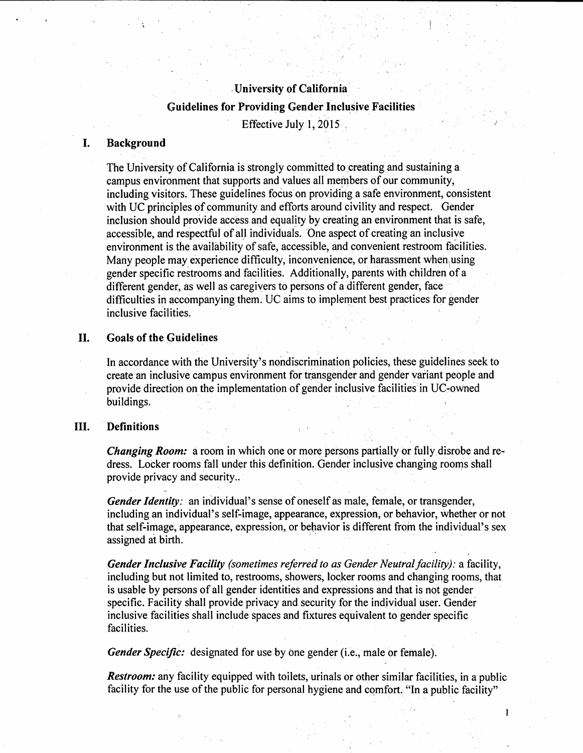# University of California

## Guidelines for Providing Gender Inclusive Facilities

Effective July 1, 2015

## I. Background

The University of California is strongly committed to creating and sustaining a campus environment that supports and values all members of our community, including visitors. These guidelines focus on providing a safe environment, consistent with UC principles of community and efforts around civility and respect. Gender inclusion should provide access and equality by creating an environment that is safe, accessible, and respectful of all individuals. One aspect of creating an inclusive environment is the availability of safe, accessible, and convenient restroom facilities. Many people may experience difficulty, inconvenience, or harassment when using gender specific restrooms and facilities. Additionally, parents with children of a different gender, as well as caregivers to persons of a different gender, face difficulties in accompanying them. UC aims to implement best practices for gender inclusive facilities.

## II. Goals of the Guidelines

In accordance with the University's nondiscrimination policies, these guidelines seek to create an inclusive campus environment for transgender and gender variant people and provide direction on the implementation of gender inclusive facilities in UC-owned buildings.

## III. Definitions

***Changing Room:*** a room in which one or more persons partially or fully disrobe and re-dress. Locker rooms fall under this definition. Gender inclusive changing rooms shall provide privacy and security..

***Gender Identity:*** an individual's sense of oneself as male, female, or transgender, including an individual's self-image, appearance, expression, or behavior, whether or not that self-image, appearance, expression, or behavior is different from the individual's sex assigned at birth.

***Gender Inclusive Facility (sometimes referred to as Gender Neutral facility):*** a facility, including but not limited to, restrooms, showers, locker rooms and changing rooms, that is usable by persons of all gender identities and expressions and that is not gender specific. Facility shall provide privacy and security for the individual user. Gender inclusive facilities shall include spaces and fixtures equivalent to gender specific facilities.

***Gender Specific:*** designated for use by one gender (i.e., male or female).

***Restroom:*** any facility equipped with toilets, urinals or other similar facilities, in a public facility for the use of the public for personal hygiene and comfort. "In a public facility"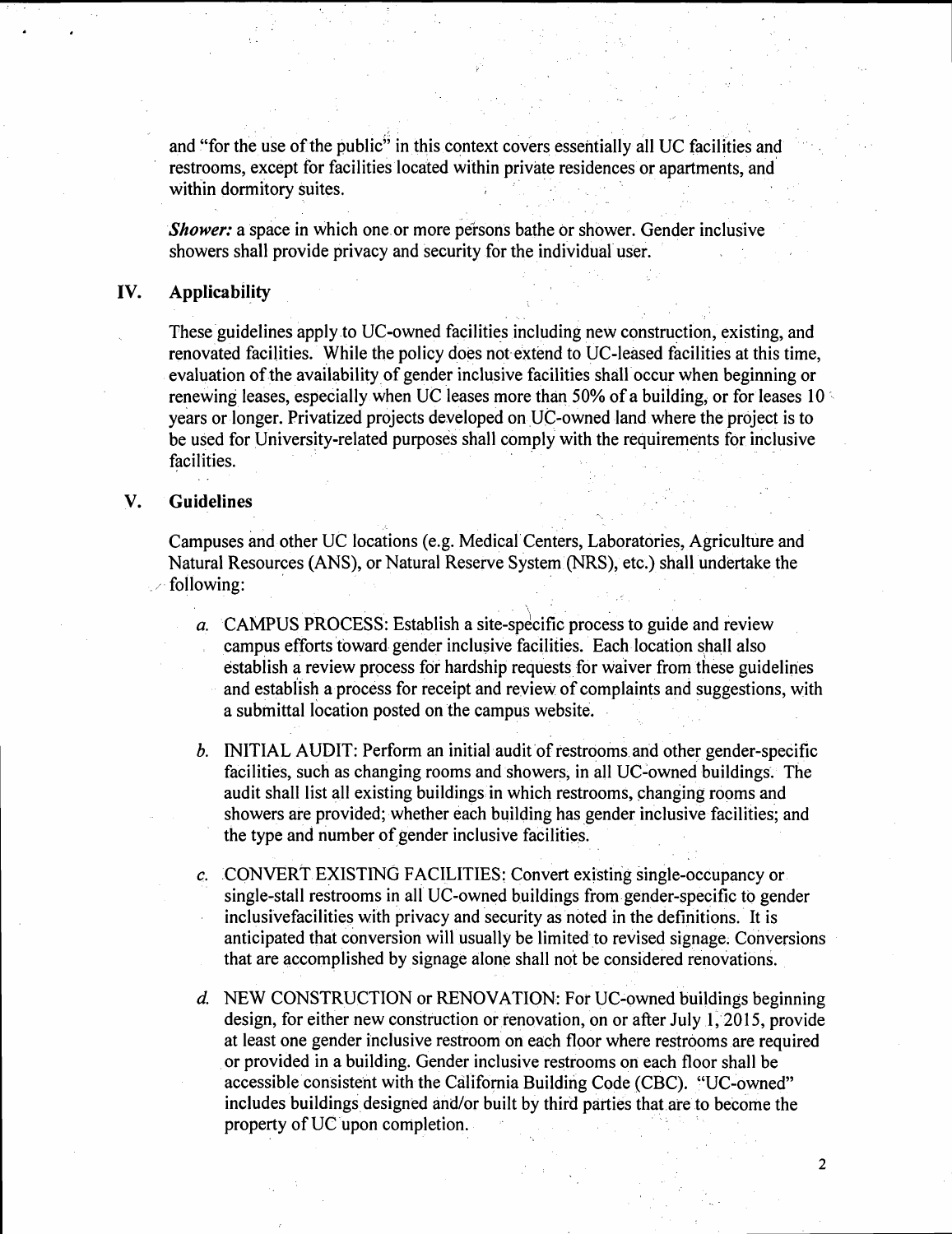and "for the use of the public" in this context covers essentially all UC facilities and restrooms, except for facilities located within private residences or apartments, and within dormitory suites.

***Shower:*** a space in which one or more persons bathe or shower. Gender inclusive showers shall provide privacy and security for the individual user.

## IV. Applicability

These guidelines apply to UC-owned facilities including new construction, existing, and renovated facilities. While the policy does not extend to UC-leased facilities at this time, evaluation of the availability of gender inclusive facilities shall occur when beginning or renewing leases, especially when UC leases more than 50% of a building, or for leases 10 years or longer. Privatized projects developed on UC-owned land where the project is to be used for University-related purposes shall comply with the requirements for inclusive facilities.

## V. Guidelines

Campuses and other UC locations (e.g. Medical Centers, Laboratories, Agriculture and Natural Resources (ANS), or Natural Reserve System (NRS), etc.) shall undertake the following:

*a.* CAMPUS PROCESS: Establish a site-specific process to guide and review campus efforts toward gender inclusive facilities. Each location shall also establish a review process for hardship requests for waiver from these guidelines and establish a process for receipt and review of complaints and suggestions, with a submittal location posted on the campus website.

*b.* INITIAL AUDIT: Perform an initial audit of restrooms and other gender-specific facilities, such as changing rooms and showers, in all UC-owned buildings. The audit shall list all existing buildings in which restrooms, changing rooms and showers are provided; whether each building has gender inclusive facilities; and the type and number of gender inclusive facilities.

*c.* CONVERT EXISTING FACILITIES: Convert existing single-occupancy or single-stall restrooms in all UC-owned buildings from gender-specific to gender inclusivefacilities with privacy and security as noted in the definitions. It is anticipated that conversion will usually be limited to revised signage. Conversions that are accomplished by signage alone shall not be considered renovations.

*d.* NEW CONSTRUCTION or RENOVATION: For UC-owned buildings beginning design, for either new construction or renovation, on or after July 1, 2015, provide at least one gender inclusive restroom on each floor where restrooms are required or provided in a building. Gender inclusive restrooms on each floor shall be accessible consistent with the California Building Code (CBC). "UC-owned" includes buildings designed and/or built by third parties that are to become the property of UC upon completion.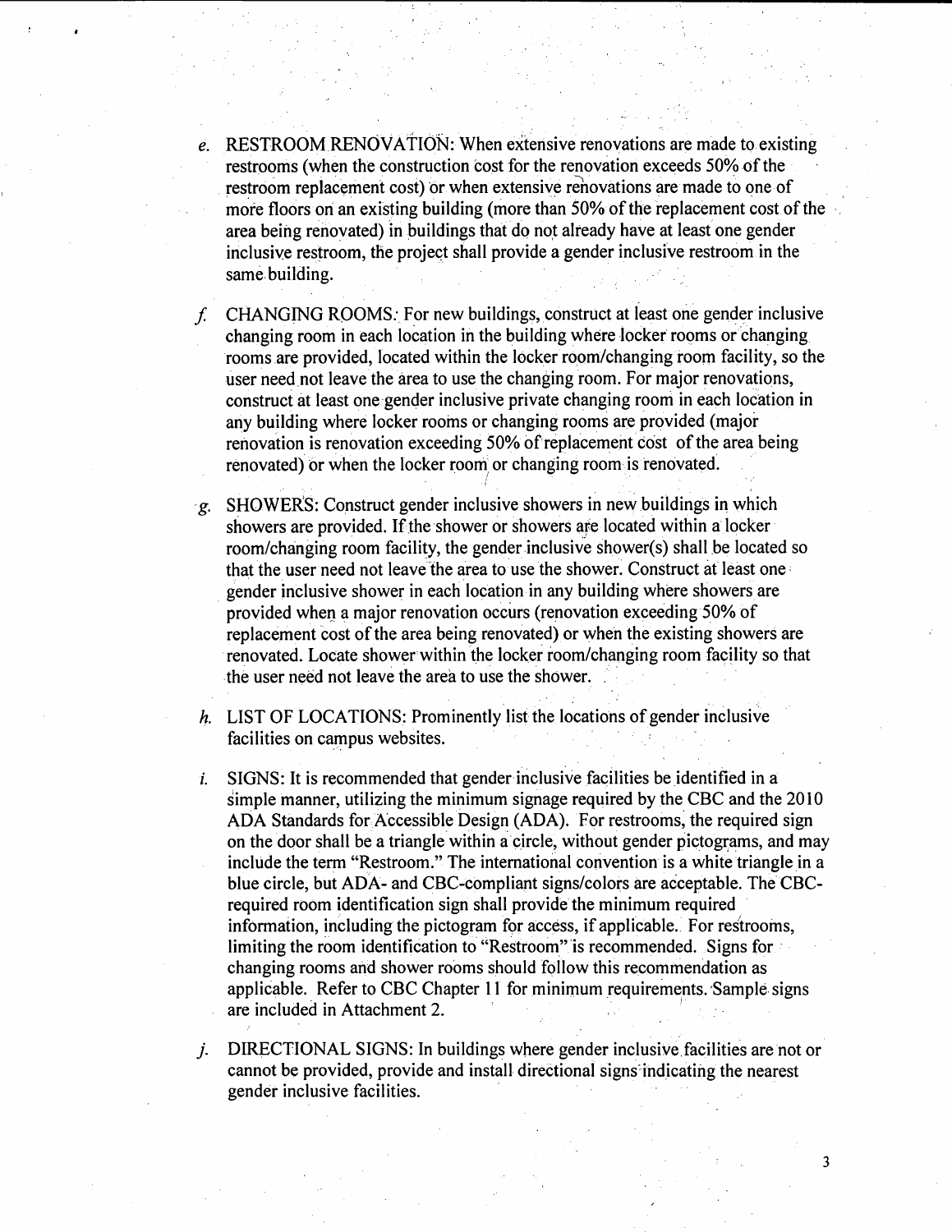*e.* RESTROOM RENOVATION: When extensive renovations are made to existing restrooms (when the construction cost for the renovation exceeds 50% of the restroom replacement cost) or when extensive renovations are made to one of more floors on an existing building (more than 50% of the replacement cost of the area being renovated) in buildings that do not already have at least one gender inclusive restroom, the project shall provide a gender inclusive restroom in the same building.

*f.* CHANGING ROOMS: For new buildings, construct at least one gender inclusive changing room in each location in the building where locker rooms or changing rooms are provided, located within the locker room/changing room facility, so the user need not leave the area to use the changing room. For major renovations, construct at least one gender inclusive private changing room in each location in any building where locker rooms or changing rooms are provided (major renovation is renovation exceeding 50% of replacement cost of the area being renovated) or when the locker room or changing room is renovated.

*g.* SHOWERS: Construct gender inclusive showers in new buildings in which showers are provided. If the shower or showers are located within a locker room/changing room facility, the gender inclusive shower(s) shall be located so that the user need not leave the area to use the shower. Construct at least one gender inclusive shower in each location in any building where showers are provided when a major renovation occurs (renovation exceeding 50% of replacement cost of the area being renovated) or when the existing showers are renovated. Locate shower within the locker room/changing room facility so that the user need not leave the area to use the shower.

*h.* LIST OF LOCATIONS: Prominently list the locations of gender inclusive facilities on campus websites.

*i.* SIGNS: It is recommended that gender inclusive facilities be identified in a simple manner, utilizing the minimum signage required by the CBC and the 2010 ADA Standards for Accessible Design (ADA). For restrooms, the required sign on the door shall be a triangle within a circle, without gender pictograms, and may include the term "Restroom." The international convention is a white triangle in a blue circle, but ADA- and CBC-compliant signs/colors are acceptable. The CBC-required room identification sign shall provide the minimum required information, including the pictogram for access, if applicable. For restrooms, limiting the room identification to "Restroom" is recommended. Signs for changing rooms and shower rooms should follow this recommendation as applicable. Refer to CBC Chapter 11 for minimum requirements. Sample signs are included in Attachment 2.

*j.* DIRECTIONAL SIGNS: In buildings where gender inclusive facilities are not or cannot be provided, provide and install directional signs indicating the nearest gender inclusive facilities.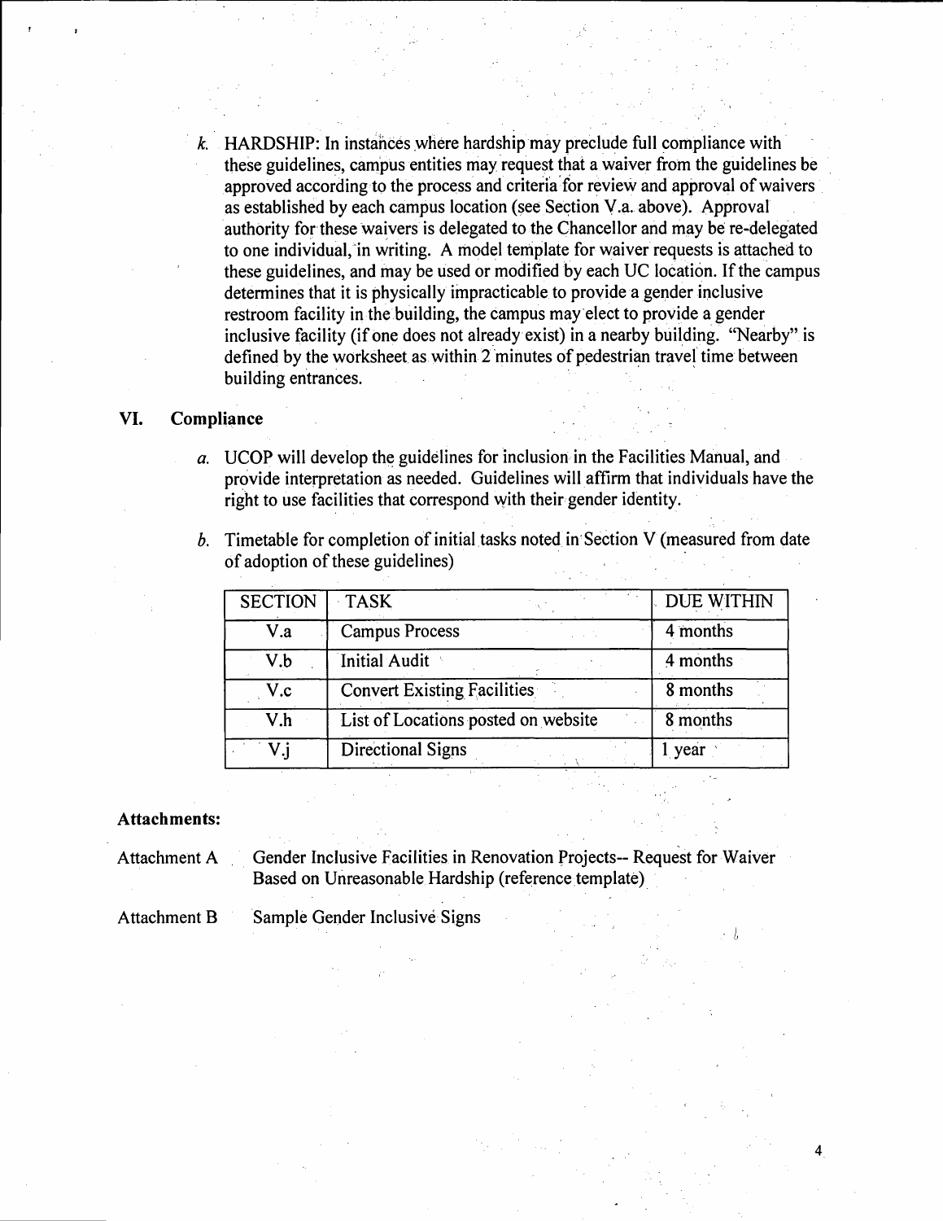*k.* HARDSHIP: In instances where hardship may preclude full compliance with these guidelines, campus entities may request that a waiver from the guidelines be approved according to the process and criteria for review and approval of waivers as established by each campus location (see Section V.a. above). Approval authority for these waivers is delegated to the Chancellor and may be re-delegated to one individual, in writing. A model template for waiver requests is attached to these guidelines, and may be used or modified by each UC location. If the campus determines that it is physically impracticable to provide a gender inclusive restroom facility in the building, the campus may elect to provide a gender inclusive facility (if one does not already exist) in a nearby building. "Nearby" is defined by the worksheet as within 2 minutes of pedestrian travel time between building entrances.

## VI. Compliance

*a.* UCOP will develop the guidelines for inclusion in the Facilities Manual, and provide interpretation as needed. Guidelines will affirm that individuals have the right to use facilities that correspond with their gender identity.

*b.* Timetable for completion of initial tasks noted in Section V (measured from date of adoption of these guidelines)

| SECTION | TASK | DUE WITHIN |
|---|---|---|
| V.a | Campus Process | 4 months |
| V.b | Initial Audit | 4 months |
| V.c | Convert Existing Facilities | 8 months |
| V.h | List of Locations posted on website | 8 months |
| V.j | Directional Signs | 1 year |

**Attachments:**

Attachment A — Gender Inclusive Facilities in Renovation Projects-- Request for Waiver Based on Unreasonable Hardship (reference template)

Attachment B — Sample Gender Inclusive Signs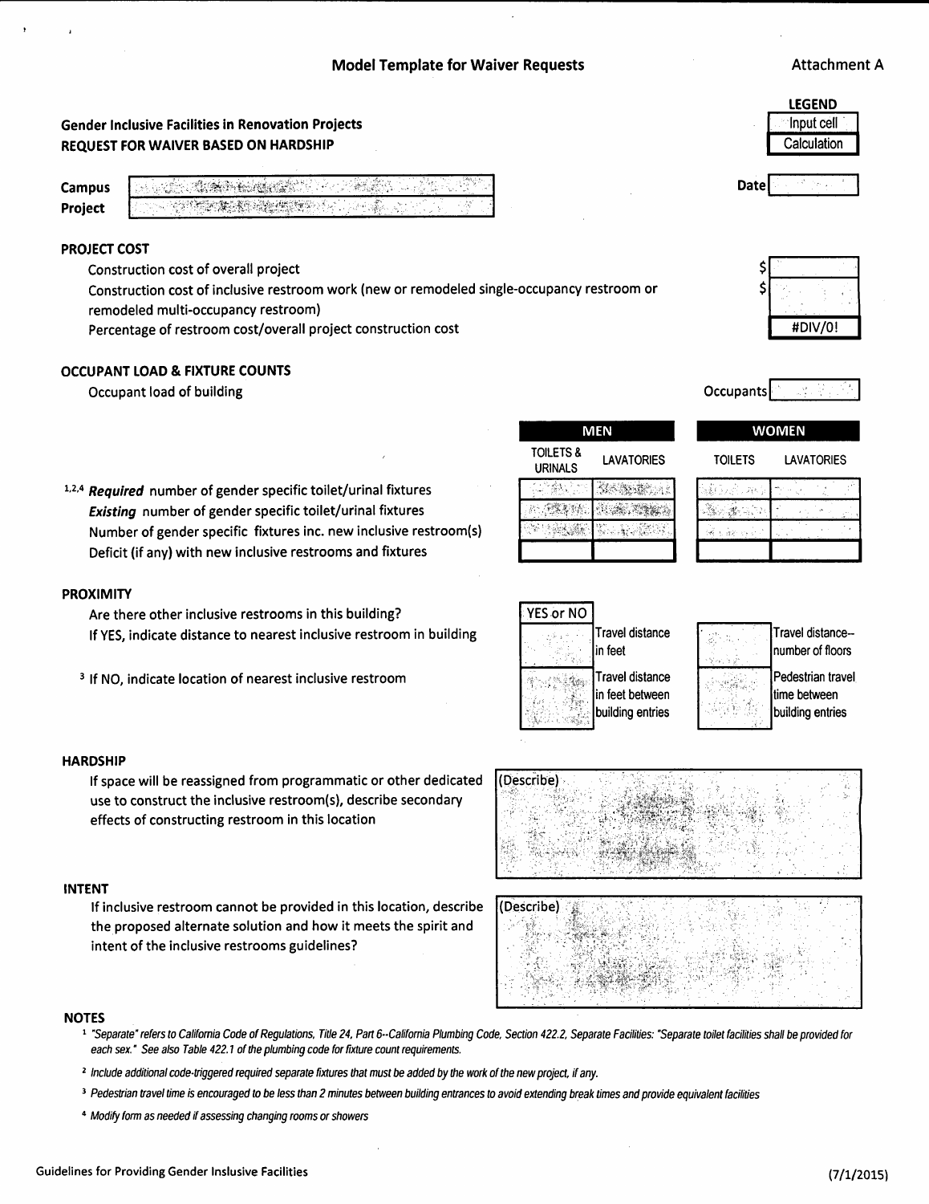**Model Template for Waiver Requests** Attachment A

| LEGEND |
| --- |
| Input cell |
| Calculation |

**Gender Inclusive Facilities in Renovation Projects**
**REQUEST FOR WAIVER BASED ON HARDSHIP**

**Campus**

**Project**

**Date**

**PROJECT COST**

| | |
| --- | --- |
| Construction cost of overall project | $ |
| Construction cost of inclusive restroom work (new or remodeled single-occupancy restroom or remodeled multi-occupancy restroom) | $ |
| Percentage of restroom cost/overall project construction cost | #DIV/0! |

**OCCUPANT LOAD & FIXTURE COUNTS**

Occupant load of building — Occupants

| | MEN | | WOMEN | |
| --- | --- | --- | --- | --- |
| | TOILETS & URINALS | LAVATORIES | TOILETS | LAVATORIES |
| [1,2,4] ***Required*** number of gender specific toilet/urinal fixtures | | | | |
| ***Existing*** number of gender specific toilet/urinal fixtures | | | | |
| Number of gender specific fixtures inc. new inclusive restroom(s) | | | | |
| Deficit (if any) with new inclusive restrooms and fixtures | | | | |

**PROXIMITY**

| | YES or NO | | | |
| --- | --- | --- | --- | --- |
| Are there other inclusive restrooms in this building? | | | | |
| If YES, indicate distance to nearest inclusive restroom in building | | Travel distance in feet | | Travel distance--number of floors |
| [3] If NO, indicate location of nearest inclusive restroom | | Travel distance in feet between building entries | | Pedestrian travel time between building entries |

**HARDSHIP**

If space will be reassigned from programmatic or other dedicated use to construct the inclusive restroom(s), describe secondary effects of constructing restroom in this location

(Describe)

**INTENT**

If inclusive restroom cannot be provided in this location, describe the proposed alternate solution and how it meets the spirit and intent of the inclusive restrooms guidelines?

(Describe)

**NOTES**

[1] *"Separate" refers to California Code of Regulations, Title 24, Part 6--California Plumbing Code, Section 422.2, Separate Facilities: "Separate toilet facilities shall be provided for each sex." See also Table 422.1 of the plumbing code for fixture count requirements.*

[2] *Include additional code-triggered required separate fixtures that must be added by the work of the new project, if any.*

[3] *Pedestrian travel time is encouraged to be less than 2 minutes between building entrances to avoid extending break times and provide equivalent facilities*

[4] *Modify form as needed if assessing changing rooms or showers*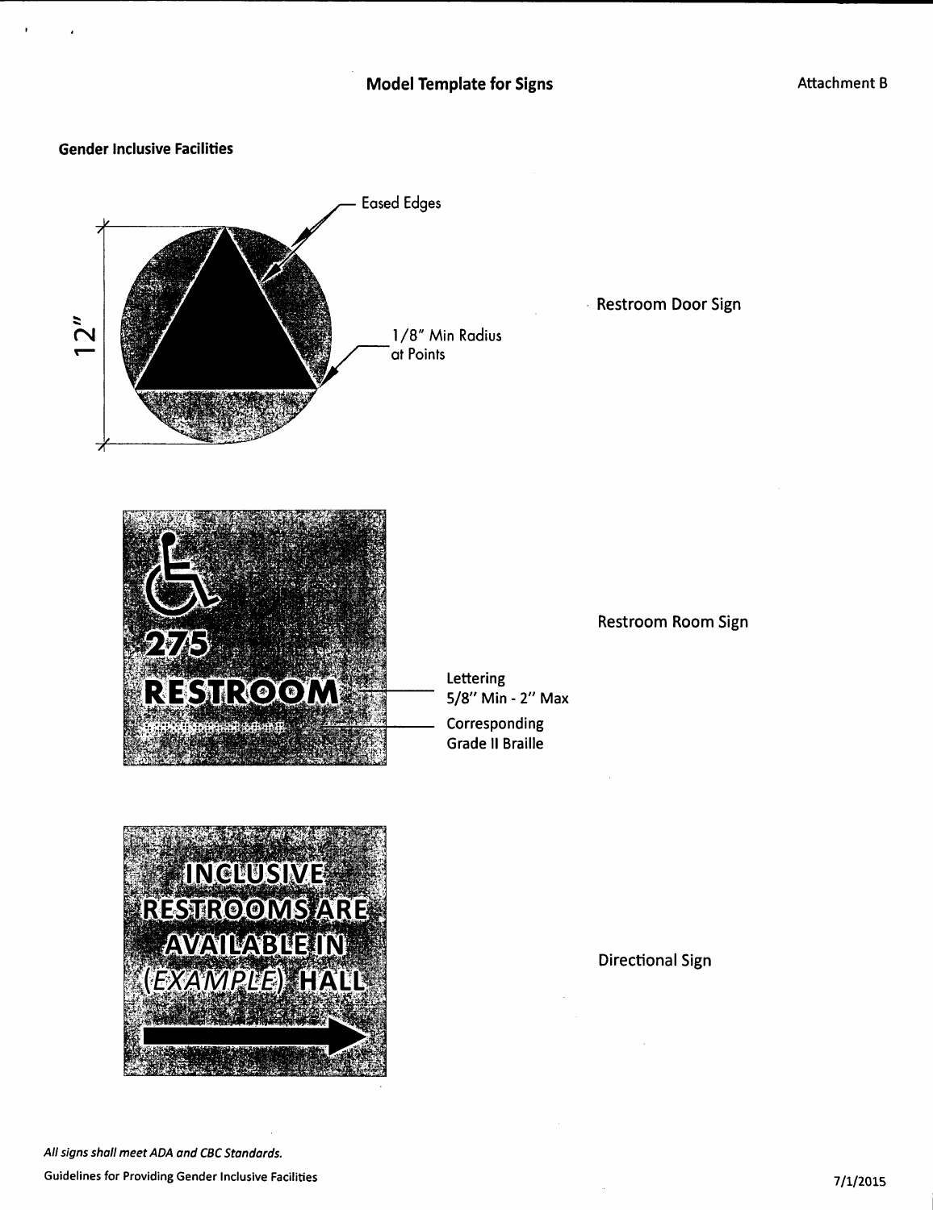# Model Template for Signs

Attachment B

**Gender Inclusive Facilities**

Eased Edges

12"

1/8" Min Radius at Points

Restroom Door Sign

275

RESTROOM

Lettering 5/8" Min - 2" Max

Corresponding Grade II Braille

Restroom Room Sign

INCLUSIVE RESTROOMS ARE AVAILABLE IN (*EXAMPLE*) HALL

Directional Sign

***All signs shall meet ADA and CBC Standards.***

**Guidelines for Providing Gender Inclusive Facilities**

**7/1/2015**